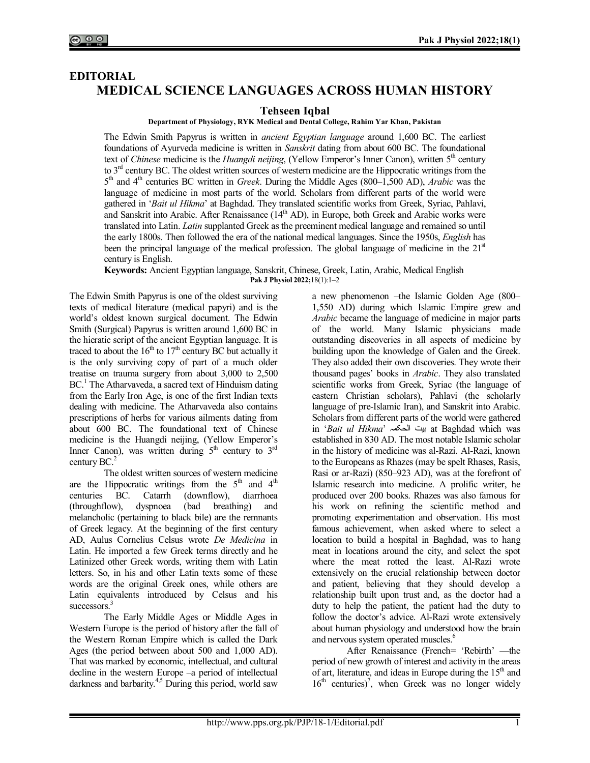**EDITORIAL**

# MEDICAL SCIENCE LANGUAGES ACROSS HUMAN HISTORY

**Tehseen Iqbal**

**Department of Physiology, RYK Medical and Dental College, Rahim Yar Khan, Pakistan**

The Edwin Smith Papyrus is written in *ancient Egyptian language* around 1,600 BC. The earliest foundations of Ayurveda medicine is written in *Sanskrit* dating from about 600 BC. The foundational text of *Chinese* medicine is the *Huangdi neijing*, (Yellow Emperor's Inner Canon), written 5th century to 3rd century BC. The oldest written sources of western medicine are the Hippocratic writings from the 5th and 4th centuries BC written in *Greek*. During the Middle Ages (800–1,500 AD), *Arabic* was the language of medicine in most parts of the world. Scholars from different parts of the world were gathered in '*Bait ul Hikma*' at Baghdad. They translated scientific works from Greek, Syriac, Pahlavi, and Sanskrit into Arabic. After Renaissance (14th AD), in Europe, both Greek and Arabic works were translated into Latin. *Latin* supplanted Greek as the preeminent medical language and remained so until the early 1800s. Then followed the era of the national medical languages. Since the 1950s, *English* has been the principal language of the medical profession. The global language of medicine in the 21st century is English.

**Keywords:** Ancient Egyptian language, Sanskrit, Chinese, Greek, Latin, Arabic, Medical English

**Pak J Physiol 2022;**18(1):1–2

The Edwin Smith Papyrus is one of the oldest surviving texts of medical literature (medical papyri) and is the world's oldest known surgical document. The Edwin Smith (Surgical) Papyrus is written around 1,600 BC in the hieratic script of the ancient Egyptian language. It is traced to about the 16th to 17th century BC but actually it is the only surviving copy of part of a much older treatise on trauma surgery from about 3,000 to 2,500 BC.[1] The Atharvaveda, a sacred text of Hinduism dating from the Early Iron Age, is one of the first Indian texts dealing with medicine. The Atharvaveda also contains prescriptions of herbs for various ailments dating from about 600 BC. The foundational text of Chinese medicine is the Huangdi neijing, (Yellow Emperor's Inner Canon), was written during 5th century to 3rd century BC.[2]

The oldest written sources of western medicine are the Hippocratic writings from the 5th and 4th centuries BC. Catarrh (downflow), diarrhoea (throughflow), dyspnoea (bad breathing) and melancholic (pertaining to black bile) are the remnants of Greek legacy. At the beginning of the first century AD, Aulus Cornelius Celsus wrote *De Medicina* in Latin. He imported a few Greek terms directly and he Latinized other Greek words, writing them with Latin letters. So, in his and other Latin texts some of these words are the original Greek ones, while others are Latin equivalents introduced by Celsus and his successors.[3]

The Early Middle Ages or Middle Ages in Western Europe is the period of history after the fall of the Western Roman Empire which is called the Dark Ages (the period between about 500 and 1,000 AD). That was marked by economic, intellectual, and cultural decline in the western Europe –a period of intellectual darkness and barbarity.[4,5] During this period, world saw a new phenomenon –the Islamic Golden Age (800–1,550 AD) during which Islamic Empire grew and *Arabic* became the language of medicine in major parts of the world. Many Islamic physicians made outstanding discoveries in all aspects of medicine by building upon the knowledge of Galen and the Greek. They also added their own discoveries. They wrote their thousand pages' books in *Arabic*. They also translated scientific works from Greek, Syriac (the language of eastern Christian scholars), Pahlavi (the scholarly language of pre-Islamic Iran), and Sanskrit into Arabic. Scholars from different parts of the world were gathered in '*Bait ul Hikma*' بيت الحكمه at Baghdad which was established in 830 AD. The most notable Islamic scholar in the history of medicine was al-Razi. Al-Razi, known to the Europeans as Rhazes (may be spelt Rhases, Rasis, Rasi or ar-Razi) (850–923 AD), was at the forefront of Islamic research into medicine. A prolific writer, he produced over 200 books. Rhazes was also famous for his work on refining the scientific method and promoting experimentation and observation. His most famous achievement, when asked where to select a location to build a hospital in Baghdad, was to hang meat in locations around the city, and select the spot where the meat rotted the least. Al-Razi wrote extensively on the crucial relationship between doctor and patient, believing that they should develop a relationship built upon trust and, as the doctor had a duty to help the patient, the patient had the duty to follow the doctor's advice. Al-Razi wrote extensively about human physiology and understood how the brain and nervous system operated muscles.[6]

After Renaissance (French= 'Rebirth' —the period of new growth of interest and activity in the areas of art, literature, and ideas in Europe during the 15th and 16th centuries)[7], when Greek was no longer widely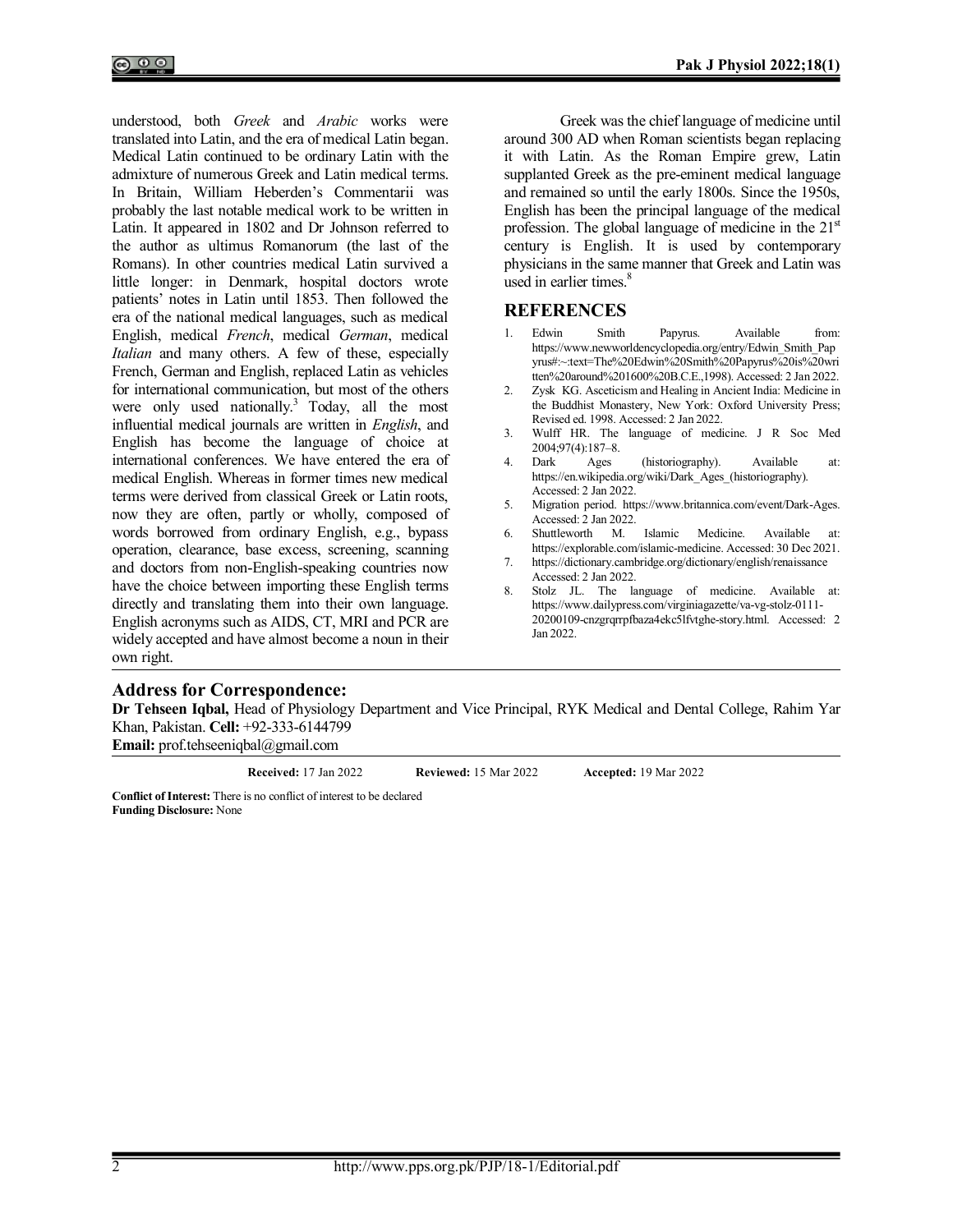understood, both *Greek* and *Arabic* works were translated into Latin, and the era of medical Latin began. Medical Latin continued to be ordinary Latin with the admixture of numerous Greek and Latin medical terms. In Britain, William Heberden's Commentarii was probably the last notable medical work to be written in Latin. It appeared in 1802 and Dr Johnson referred to the author as ultimus Romanorum (the last of the Romans). In other countries medical Latin survived a little longer: in Denmark, hospital doctors wrote patients' notes in Latin until 1853. Then followed the era of the national medical languages, such as medical English, medical *French*, medical *German*, medical *Italian* and many others. A few of these, especially French, German and English, replaced Latin as vehicles for international communication, but most of the others were only used nationally.[3] Today, all the most influential medical journals are written in *English*, and English has become the language of choice at international conferences. We have entered the era of medical English. Whereas in former times new medical terms were derived from classical Greek or Latin roots, now they are often, partly or wholly, composed of words borrowed from ordinary English, e.g., bypass operation, clearance, base excess, screening, scanning and doctors from non-English-speaking countries now have the choice between importing these English terms directly and translating them into their own language. English acronyms such as AIDS, CT, MRI and PCR are widely accepted and have almost become a noun in their own right.

Greek was the chief language of medicine until around 300 AD when Roman scientists began replacing it with Latin. As the Roman Empire grew, Latin supplanted Greek as the pre-eminent medical language and remained so until the early 1800s. Since the 1950s, English has been the principal language of the medical profession. The global language of medicine in the 21st century is English. It is used by contemporary physicians in the same manner that Greek and Latin was used in earlier times.[8]

## REFERENCES

1. Edwin Smith Papyrus. Available from: https://www.newworldencyclopedia.org/entry/Edwin_Smith_Papyrus#:~:text=The%20Edwin%20Smith%20Papyrus%20is%20written%20around%201600%20B.C.E.,1998). Accessed: 2 Jan 2022.
2. Zysk KG. Asceticism and Healing in Ancient India: Medicine in the Buddhist Monastery, New York: Oxford University Press; Revised ed. 1998. Accessed: 2 Jan 2022.
3. Wulff HR. The language of medicine. J R Soc Med 2004;97(4):187–8.
4. Dark Ages (historiography). Available at: https://en.wikipedia.org/wiki/Dark_Ages_(historiography). Accessed: 2 Jan 2022.
5. Migration period. https://www.britannica.com/event/Dark-Ages. Accessed: 2 Jan 2022.
6. Shuttleworth M. Islamic Medicine. Available at: https://explorable.com/islamic-medicine. Accessed: 30 Dec 2021.
7. https://dictionary.cambridge.org/dictionary/english/renaissance Accessed: 2 Jan 2022.
8. Stolz JL. The language of medicine. Available at: https://www.dailypress.com/virginiagazette/va-vg-stolz-0111-20200109-cnzgrqrrpfbaza4ekc5lfvtghe-story.html. Accessed: 2 Jan 2022.

---

### Address for Correspondence:

**Dr Tehseen Iqbal,** Head of Physiology Department and Vice Principal, RYK Medical and Dental College, Rahim Yar Khan, Pakistan. **Cell:** +92-333-6144799
**Email:** prof.tehseeniqbal@gmail.com

---

**Received:** 17 Jan 2022 **Reviewed:** 15 Mar 2022 **Accepted:** 19 Mar 2022

**Conflict of Interest:** There is no conflict of interest to be declared
**Funding Disclosure:** None